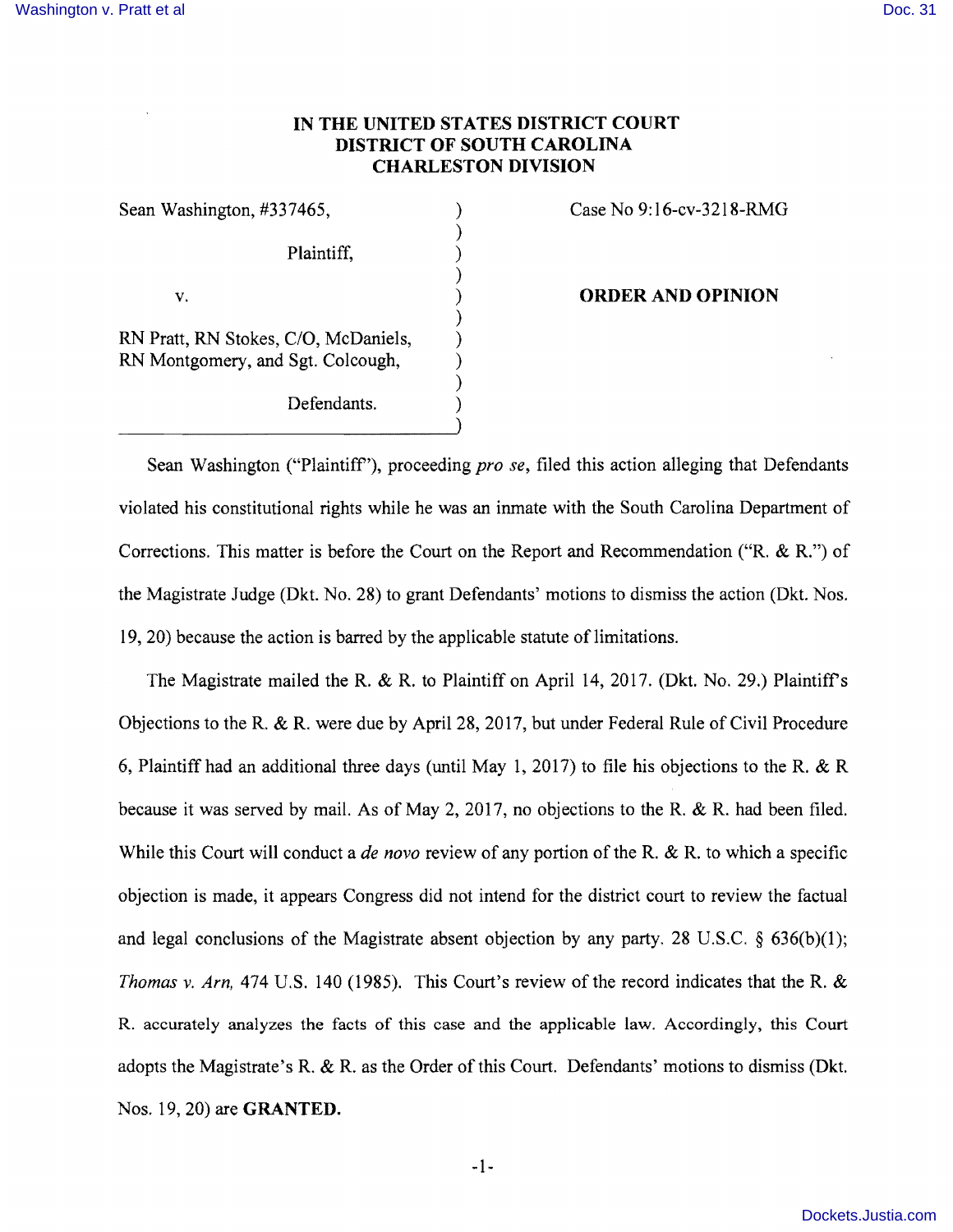# IN THE UNITED STATES DISTRICT COURT
# DISTRICT OF SOUTH CAROLINA
# CHARLESTON DIVISION

Sean Washington, #337465,

Plaintiff,

v.

RN Pratt, RN Stokes, C/O, McDaniels, RN Montgomery, and Sgt. Colcough,

Defendants.

Case No 9:16-cv-3218-RMG

**ORDER AND OPINION**

Sean Washington ("Plaintiff"), proceeding *pro se*, filed this action alleging that Defendants violated his constitutional rights while he was an inmate with the South Carolina Department of Corrections. This matter is before the Court on the Report and Recommendation ("R. & R.") of the Magistrate Judge (Dkt. No. 28) to grant Defendants' motions to dismiss the action (Dkt. Nos. 19, 20) because the action is barred by the applicable statute of limitations.

The Magistrate mailed the R. & R. to Plaintiff on April 14, 2017. (Dkt. No. 29.) Plaintiff's Objections to the R. & R. were due by April 28, 2017, but under Federal Rule of Civil Procedure 6, Plaintiff had an additional three days (until May 1, 2017) to file his objections to the R. & R because it was served by mail. As of May 2, 2017, no objections to the R. & R. had been filed. While this Court will conduct a *de novo* review of any portion of the R. & R. to which a specific objection is made, it appears Congress did not intend for the district court to review the factual and legal conclusions of the Magistrate absent objection by any party. 28 U.S.C. § 636(b)(1); *Thomas v. Arn,* 474 U.S. 140 (1985). This Court's review of the record indicates that the R. & R. accurately analyzes the facts of this case and the applicable law. Accordingly, this Court adopts the Magistrate's R. & R. as the Order of this Court. Defendants' motions to dismiss (Dkt. Nos. 19, 20) are **GRANTED.**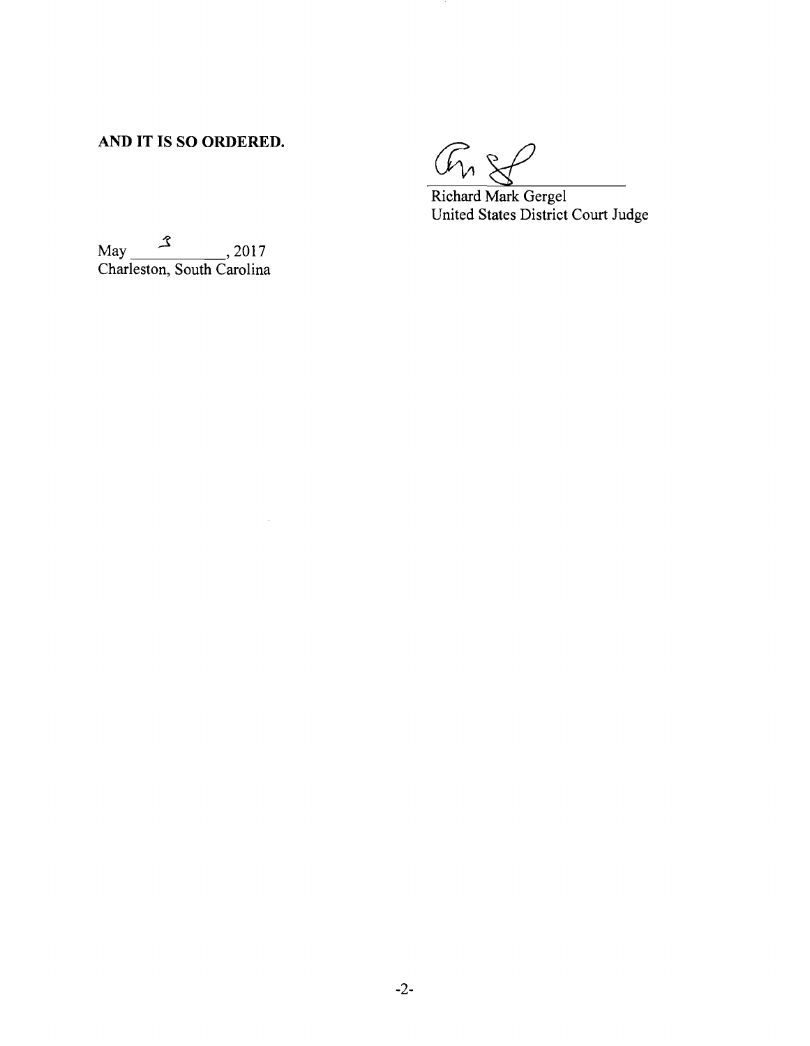**AND IT IS SO ORDERED.**

Richard Mark Gergel
United States District Court Judge

May 3, 2017
Charleston, South Carolina